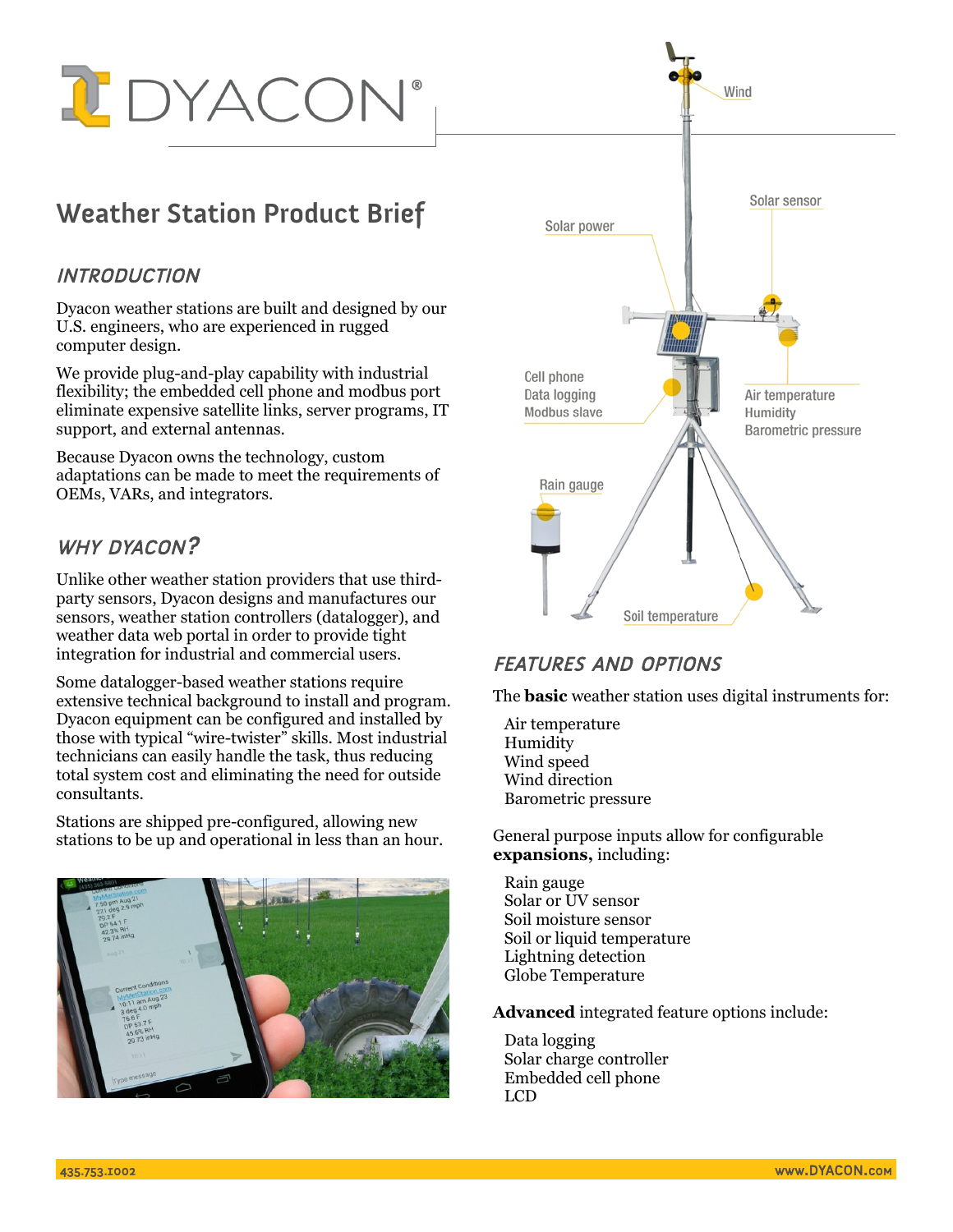# DYACON®

## Weather Station Product Brief

### INTRODUCTION

Dyacon weather stations are built and designed by our U.S. engineers, who are experienced in rugged computer design.

We provide plug-and-play capability with industrial flexibility; the embedded cell phone and modbus port eliminate expensive satellite links, server programs, IT support, and external antennas.

Because Dyacon owns the technology, custom adaptations can be made to meet the requirements of OEMs, VARs, and integrators.

### WHY DYACON?

Unlike other weather station providers that use third-party sensors, Dyacon designs and manufactures our sensors, weather station controllers (datalogger), and weather data web portal in order to provide tight integration for industrial and commercial users.

Some datalogger-based weather stations require extensive technical background to install and program. Dyacon equipment can be configured and installed by those with typical "wire-twister" skills. Most industrial technicians can easily handle the task, thus reducing total system cost and eliminating the need for outside consultants.

Stations are shipped pre-configured, allowing new stations to be up and operational in less than an hour.

Wind

Solar sensor

Solar power

Cell phone
Data logging
Modbus slave

Air temperature
Humidity
Barometric pressure

Rain gauge

Soil temperature

### FEATURES AND OPTIONS

The **basic** weather station uses digital instruments for:

- Air temperature
- Humidity
- Wind speed
- Wind direction
- Barometric pressure

General purpose inputs allow for configurable **expansions,** including:

- Rain gauge
- Solar or UV sensor
- Soil moisture sensor
- Soil or liquid temperature
- Lightning detection
- Globe Temperature

**Advanced** integrated feature options include:

- Data logging
- Solar charge controller
- Embedded cell phone
- LCD

435.753.1002 www.DYACON.com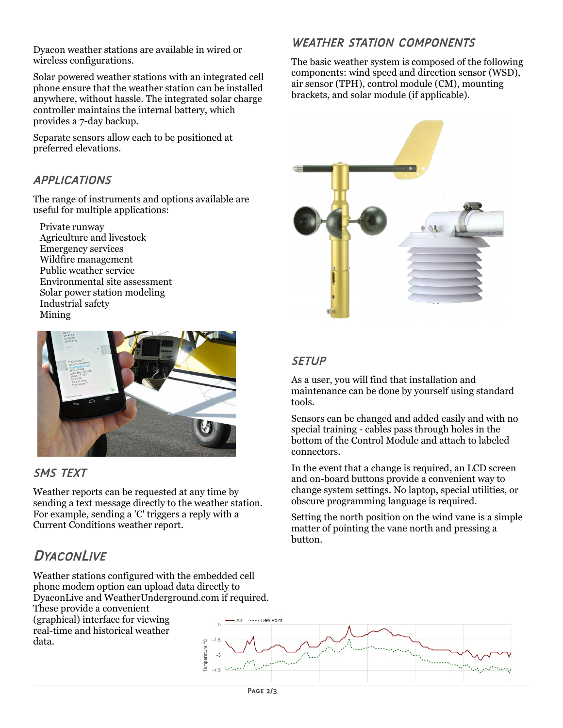Dyacon weather stations are available in wired or wireless configurations.

Solar powered weather stations with an integrated cell phone ensure that the weather station can be installed anywhere, without hassle. The integrated solar charge controller maintains the internal battery, which provides a 7-day backup.

Separate sensors allow each to be positioned at preferred elevations.

## APPLICATIONS

The range of instruments and options available are useful for multiple applications:

- Private runway
- Agriculture and livestock
- Emergency services
- Wildfire management
- Public weather service
- Environmental site assessment
- Solar power station modeling
- Industrial safety
- Mining

## SMS TEXT

Weather reports can be requested at any time by sending a text message directly to the weather station. For example, sending a 'C' triggers a reply with a Current Conditions weather report.

## DYACONLIVE

Weather stations configured with the embedded cell phone modem option can upload data directly to DyaconLive and WeatherUnderground.com if required. These provide a convenient (graphical) interface for viewing real-time and historical weather data.

## WEATHER STATION COMPONENTS

The basic weather system is composed of the following components: wind speed and direction sensor (WSD), air sensor (TPH), control module (CM), mounting brackets, and solar module (if applicable).

## SETUP

As a user, you will find that installation and maintenance can be done by yourself using standard tools.

Sensors can be changed and added easily and with no special training - cables pass through holes in the bottom of the Control Module and attach to labeled connectors.

In the event that a change is required, an LCD screen and on-board buttons provide a convenient way to change system settings. No laptop, special utilities, or obscure programming language is required.

Setting the north position on the wind vane is a simple matter of pointing the vane north and pressing a button.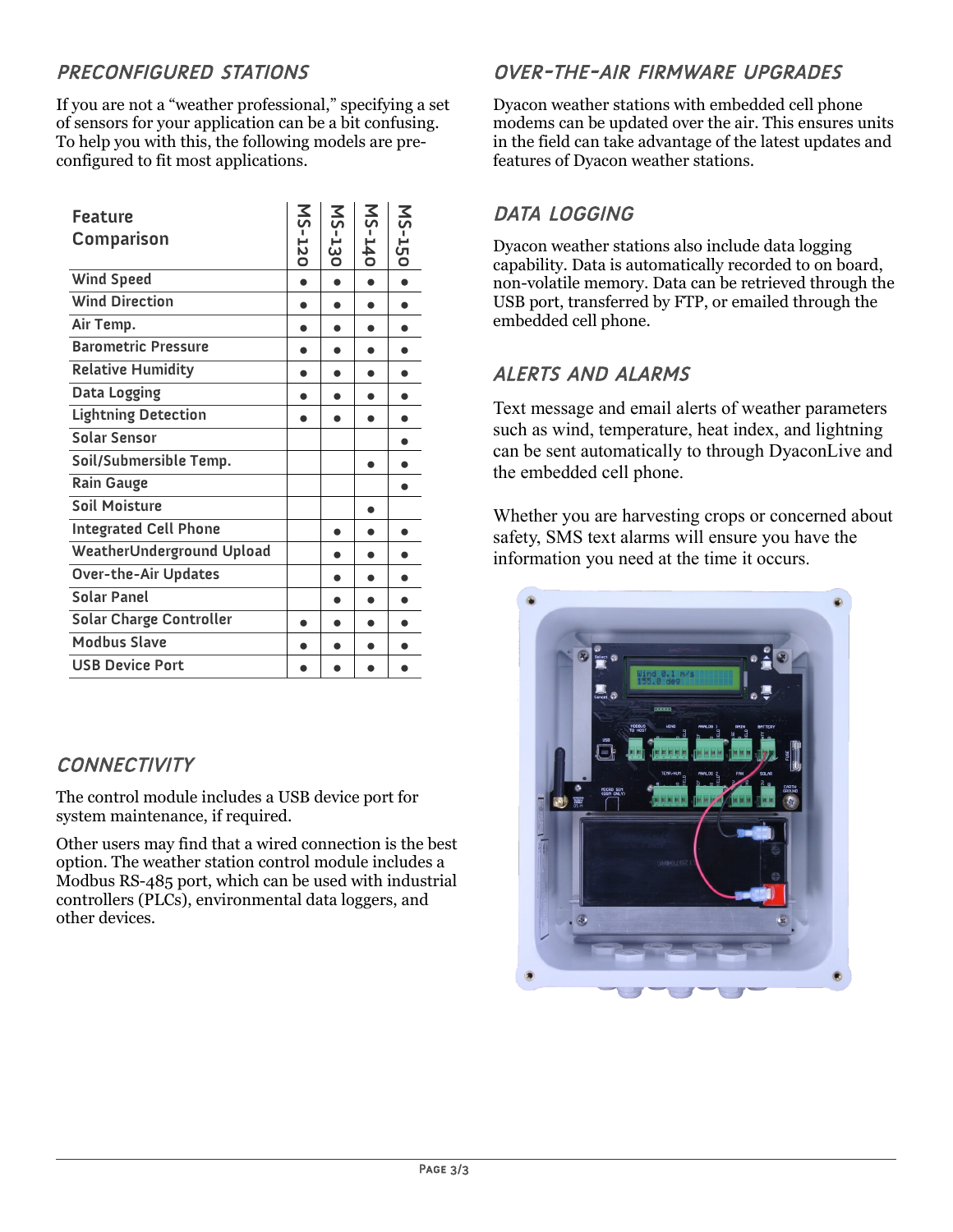## PRECONFIGURED STATIONS

If you are not a "weather professional," specifying a set of sensors for your application can be a bit confusing. To help you with this, the following models are pre-configured to fit most applications.

| Feature Comparison | MS-120 | MS-130 | MS-140 | MS-150 |
|---|---|---|---|---|
| Wind Speed | ● | ● | ● | ● |
| Wind Direction | ● | ● | ● | ● |
| Air Temp. | ● | ● | ● | ● |
| Barometric Pressure | ● | ● | ● | ● |
| Relative Humidity | ● | ● | ● | ● |
| Data Logging | ● | ● | ● | ● |
| Lightning Detection | ● | ● | ● | ● |
| Solar Sensor | | | | ● |
| Soil/Submersible Temp. | | | ● | ● |
| Rain Gauge | | | | ● |
| Soil Moisture | | | ● | |
| Integrated Cell Phone | | ● | ● | ● |
| WeatherUnderground Upload | | ● | ● | ● |
| Over-the-Air Updates | | ● | ● | ● |
| Solar Panel | | ● | ● | ● |
| Solar Charge Controller | ● | ● | ● | ● |
| Modbus Slave | ● | ● | ● | ● |
| USB Device Port | ● | ● | ● | ● |

## CONNECTIVITY

The control module includes a USB device port for system maintenance, if required.

Other users may find that a wired connection is the best option. The weather station control module includes a Modbus RS-485 port, which can be used with industrial controllers (PLCs), environmental data loggers, and other devices.

## OVER-THE-AIR FIRMWARE UPGRADES

Dyacon weather stations with embedded cell phone modems can be updated over the air. This ensures units in the field can take advantage of the latest updates and features of Dyacon weather stations.

## DATA LOGGING

Dyacon weather stations also include data logging capability. Data is automatically recorded to on board, non-volatile memory. Data can be retrieved through the USB port, transferred by FTP, or emailed through the embedded cell phone.

## ALERTS AND ALARMS

Text message and email alerts of weather parameters such as wind, temperature, heat index, and lightning can be sent automatically to through DyaconLive and the embedded cell phone.

Whether you are harvesting crops or concerned about safety, SMS text alarms will ensure you have the information you need at the time it occurs.